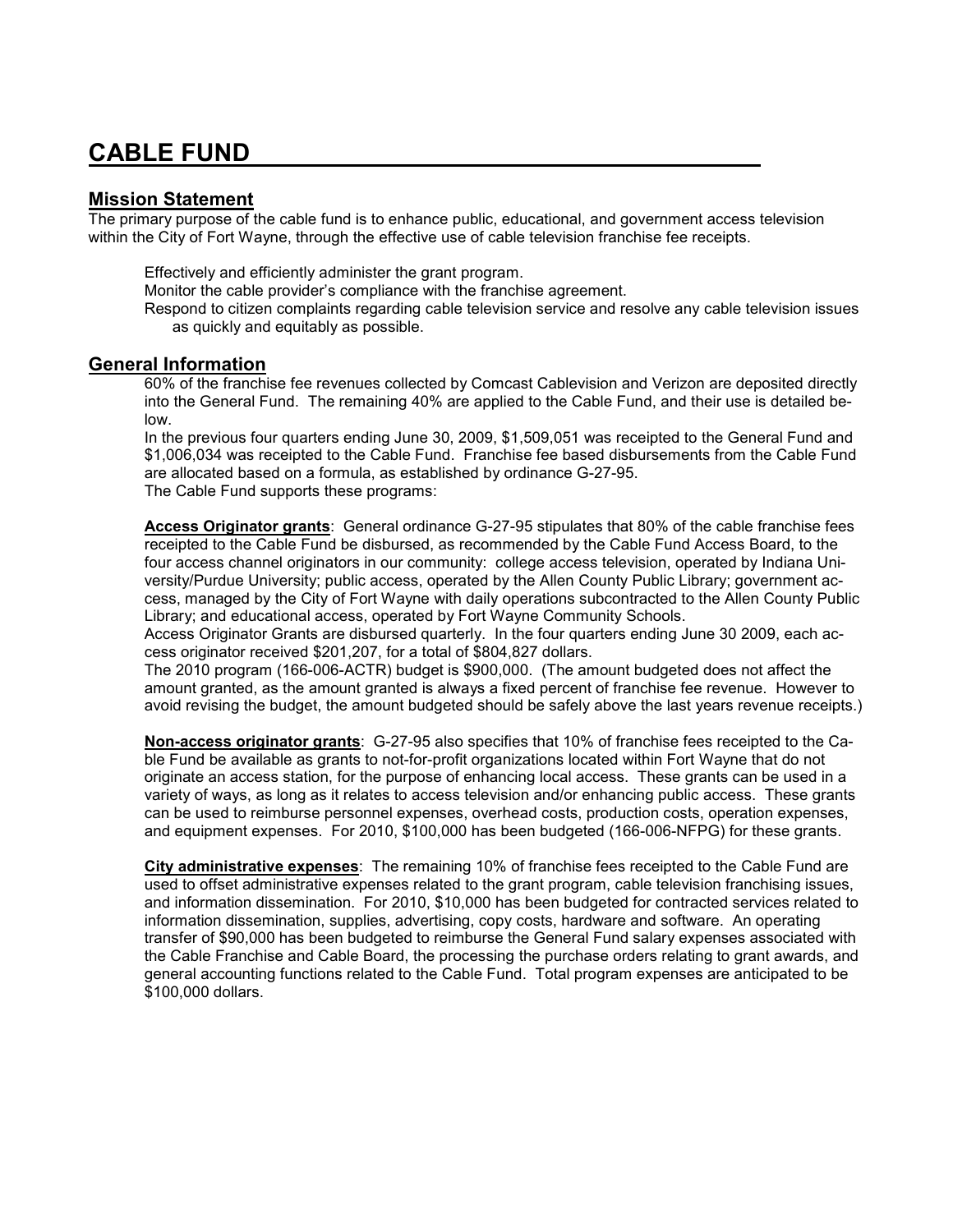# CABLE FUND

## Mission Statement

The primary purpose of the cable fund is to enhance public, educational, and government access television within the City of Fort Wayne, through the effective use of cable television franchise fee receipts.

Effectively and efficiently administer the grant program.
Monitor the cable provider's compliance with the franchise agreement.
Respond to citizen complaints regarding cable television service and resolve any cable television issues as quickly and equitably as possible.

## General Information

60% of the franchise fee revenues collected by Comcast Cablevision and Verizon are deposited directly into the General Fund. The remaining 40% are applied to the Cable Fund, and their use is detailed below.
In the previous four quarters ending June 30, 2009, $1,509,051 was receipted to the General Fund and $1,006,034 was receipted to the Cable Fund. Franchise fee based disbursements from the Cable Fund are allocated based on a formula, as established by ordinance G-27-95.
The Cable Fund supports these programs:

**Access Originator grants**: General ordinance G-27-95 stipulates that 80% of the cable franchise fees receipted to the Cable Fund be disbursed, as recommended by the Cable Fund Access Board, to the four access channel originators in our community: college access television, operated by Indiana University/Purdue University; public access, operated by the Allen County Public Library; government access, managed by the City of Fort Wayne with daily operations subcontracted to the Allen County Public Library; and educational access, operated by Fort Wayne Community Schools.
Access Originator Grants are disbursed quarterly. In the four quarters ending June 30 2009, each access originator received $201,207, for a total of $804,827 dollars.
The 2010 program (166-006-ACTR) budget is $900,000. (The amount budgeted does not affect the amount granted, as the amount granted is always a fixed percent of franchise fee revenue. However to avoid revising the budget, the amount budgeted should be safely above the last years revenue receipts.)

**Non-access originator grants**: G-27-95 also specifies that 10% of franchise fees receipted to the Cable Fund be available as grants to not-for-profit organizations located within Fort Wayne that do not originate an access station, for the purpose of enhancing local access. These grants can be used in a variety of ways, as long as it relates to access television and/or enhancing public access. These grants can be used to reimburse personnel expenses, overhead costs, production costs, operation expenses, and equipment expenses. For 2010, $100,000 has been budgeted (166-006-NFPG) for these grants.

**City administrative expenses**: The remaining 10% of franchise fees receipted to the Cable Fund are used to offset administrative expenses related to the grant program, cable television franchising issues, and information dissemination. For 2010, $10,000 has been budgeted for contracted services related to information dissemination, supplies, advertising, copy costs, hardware and software. An operating transfer of $90,000 has been budgeted to reimburse the General Fund salary expenses associated with the Cable Franchise and Cable Board, the processing the purchase orders relating to grant awards, and general accounting functions related to the Cable Fund. Total program expenses are anticipated to be $100,000 dollars.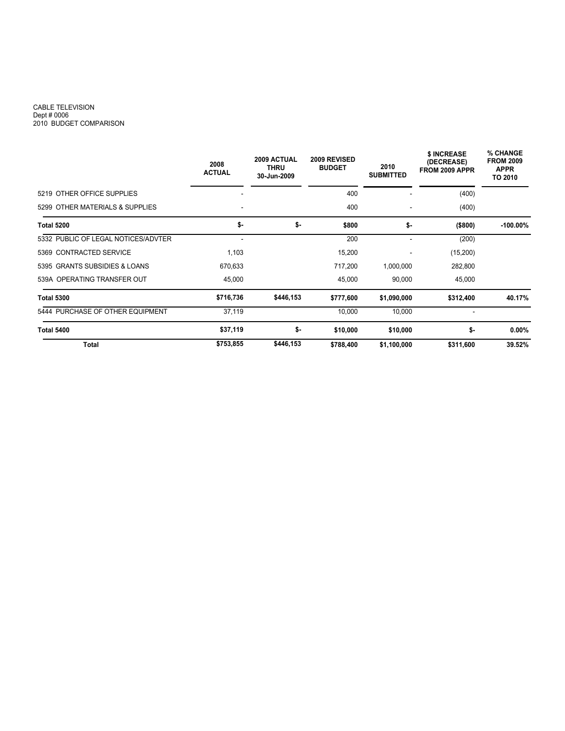CABLE TELEVISION
Dept # 0006
2010 BUDGET COMPARISON

| | 2008 ACTUAL | 2009 ACTUAL THRU 30-Jun-2009 | 2009 REVISED BUDGET | 2010 SUBMITTED | $ INCREASE (DECREASE) FROM 2009 APPR | % CHANGE FROM 2009 APPR TO 2010 |
|---|---|---|---|---|---|---|
| 5219 OTHER OFFICE SUPPLIES | - | | 400 | - | (400) | |
| 5299 OTHER MATERIALS & SUPPLIES | - | | 400 | - | (400) | |
| **Total 5200** | **$-** | **$-** | **$800** | **$-** | **($800)** | **-100.00%** |
| 5332 PUBLIC OF LEGAL NOTICES/ADVTER | - | | 200 | - | (200) | |
| 5369 CONTRACTED SERVICE | 1,103 | | 15,200 | - | (15,200) | |
| 5395 GRANTS SUBSIDIES & LOANS | 670,633 | | 717,200 | 1,000,000 | 282,800 | |
| 539A OPERATING TRANSFER OUT | 45,000 | | 45,000 | 90,000 | 45,000 | |
| **Total 5300** | **$716,736** | **$446,153** | **$777,600** | **$1,090,000** | **$312,400** | **40.17%** |
| 5444 PURCHASE OF OTHER EQUIPMENT | 37,119 | | 10,000 | 10,000 | - | |
| **Total 5400** | **$37,119** | **$-** | **$10,000** | **$10,000** | **$-** | **0.00%** |
| **Total** | **$753,855** | **$446,153** | **$788,400** | **$1,100,000** | **$311,600** | **39.52%** |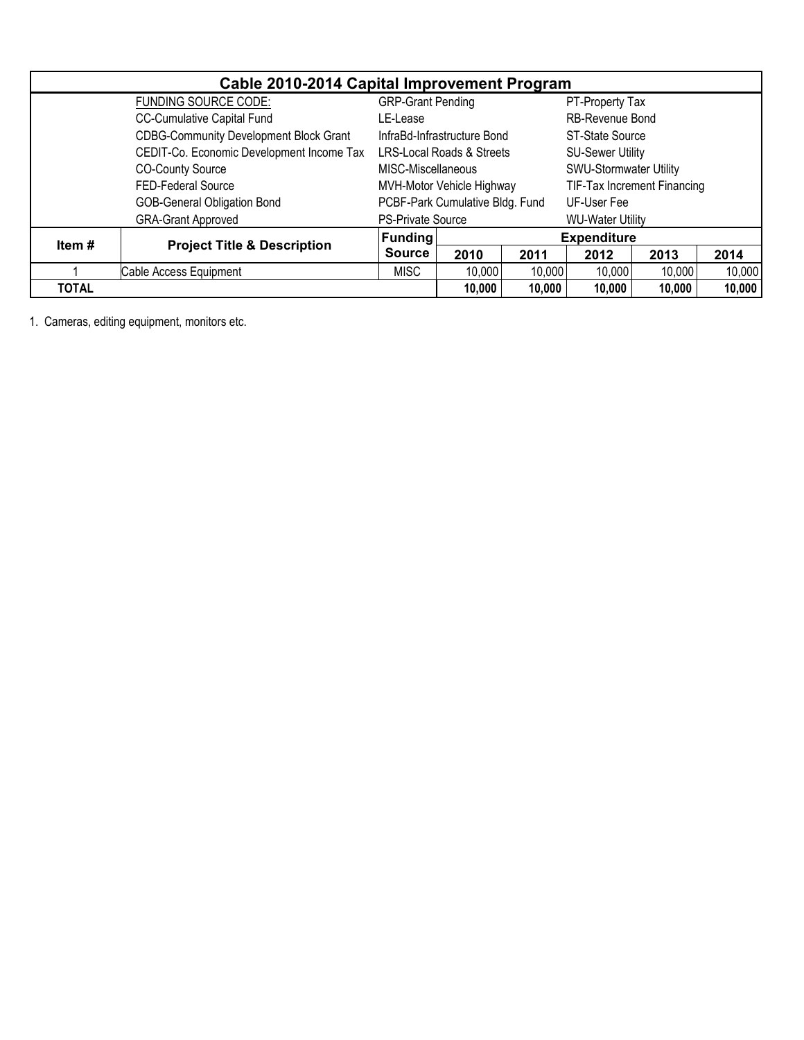## Cable 2010-2014 Capital Improvement Program

| | | |
|---|---|---|
| FUNDING SOURCE CODE: | GRP-Grant Pending | PT-Property Tax |
| CC-Cumulative Capital Fund | LE-Lease | RB-Revenue Bond |
| CDBG-Community Development Block Grant | InfraBd-Infrastructure Bond | ST-State Source |
| CEDIT-Co. Economic Development Income Tax | LRS-Local Roads & Streets | SU-Sewer Utility |
| CO-County Source | MISC-Miscellaneous | SWU-Stormwater Utility |
| FED-Federal Source | MVH-Motor Vehicle Highway | TIF-Tax Increment Financing |
| GOB-General Obligation Bond | PCBF-Park Cumulative Bldg. Fund | UF-User Fee |
| GRA-Grant Approved | PS-Private Source | WU-Water Utility |

| Item # | Project Title & Description | Funding Source | Expenditure | | | | |
|---|---|---|---|---|---|---|---|
| | | | 2010 | 2011 | 2012 | 2013 | 2014 |
| 1 | Cable Access Equipment | MISC | 10,000 | 10,000 | 10,000 | 10,000 | 10,000 |
| **TOTAL** | | | **10,000** | **10,000** | **10,000** | **10,000** | **10,000** |

1. Cameras, editing equipment, monitors etc.